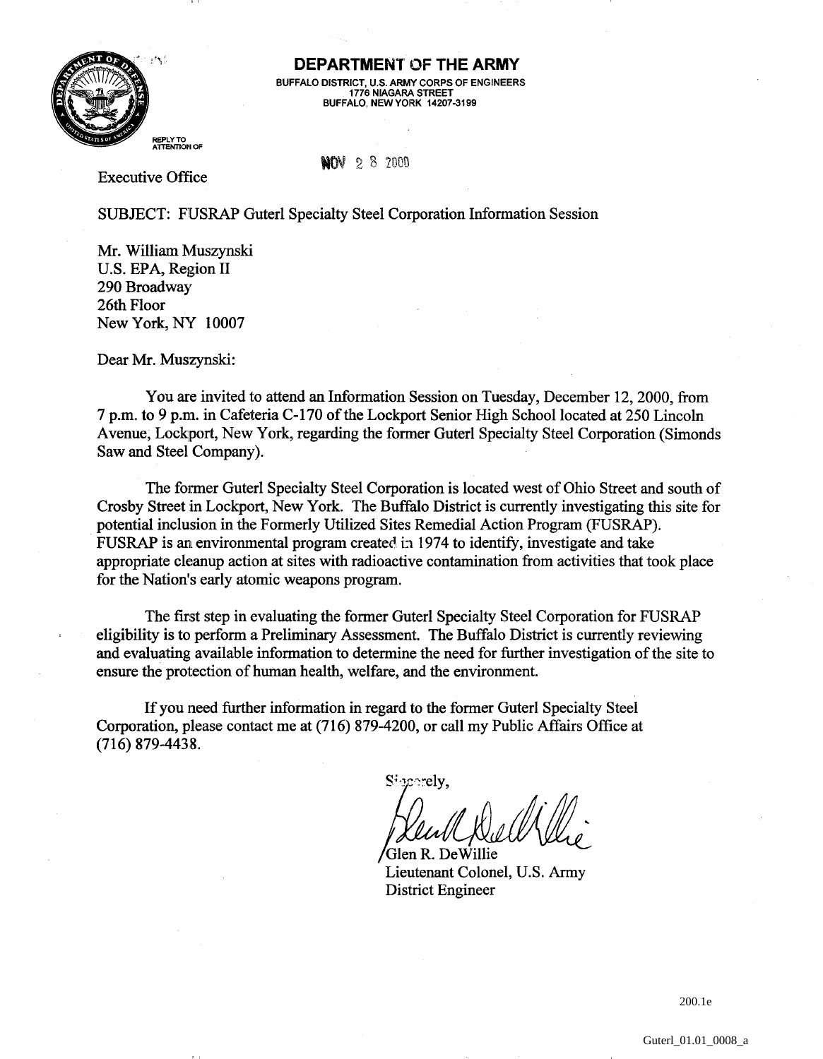**DEPARTMENT OF THE ARMY**

BUFFALO DISTRICT, U.S. ARMY CORPS OF ENGINEERS
1776 NIAGARA STREET
BUFFALO, NEW YORK 14207-3199

REPLY TO
ATTENTION OF

NOV 2 8 2000

Executive Office

SUBJECT: FUSRAP Guterl Specialty Steel Corporation Information Session

Mr. William Muszynski
U.S. EPA, Region II
290 Broadway
26th Floor
New York, NY 10007

Dear Mr. Muszynski:

You are invited to attend an Information Session on Tuesday, December 12, 2000, from 7 p.m. to 9 p.m. in Cafeteria C-170 of the Lockport Senior High School located at 250 Lincoln Avenue, Lockport, New York, regarding the former Guterl Specialty Steel Corporation (Simonds Saw and Steel Company).

The former Guterl Specialty Steel Corporation is located west of Ohio Street and south of Crosby Street in Lockport, New York. The Buffalo District is currently investigating this site for potential inclusion in the Formerly Utilized Sites Remedial Action Program (FUSRAP). FUSRAP is an environmental program created in 1974 to identify, investigate and take appropriate cleanup action at sites with radioactive contamination from activities that took place for the Nation's early atomic weapons program.

The first step in evaluating the former Guterl Specialty Steel Corporation for FUSRAP eligibility is to perform a Preliminary Assessment. The Buffalo District is currently reviewing and evaluating available information to determine the need for further investigation of the site to ensure the protection of human health, welfare, and the environment.

If you need further information in regard to the former Guterl Specialty Steel Corporation, please contact me at (716) 879-4200, or call my Public Affairs Office at (716) 879-4438.

Sincerely,

Glen R. DeWillie
Lieutenant Colonel, U.S. Army
District Engineer

200.1e

Guterl_01.01_0008_a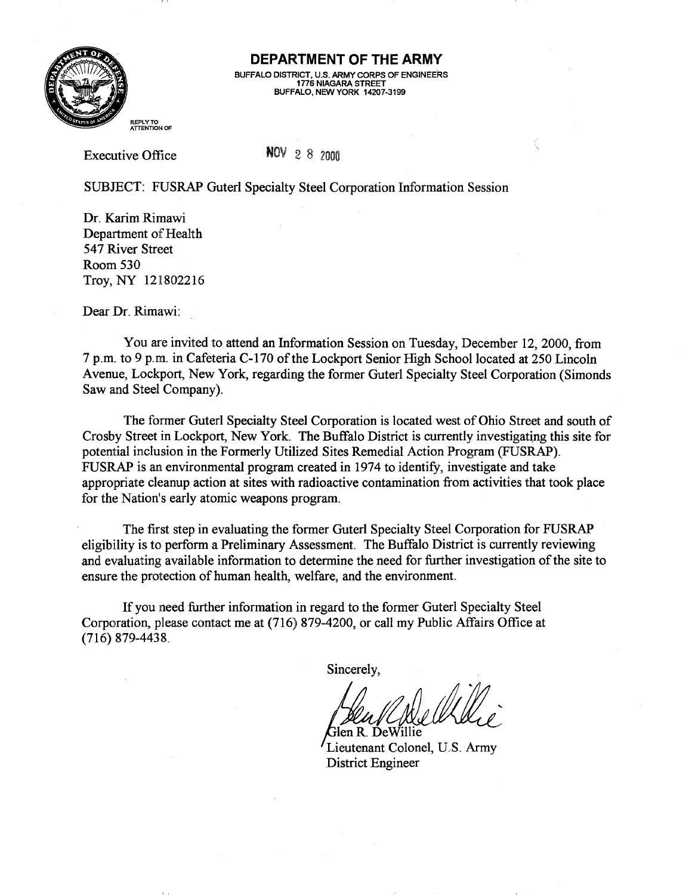# DEPARTMENT OF THE ARMY

BUFFALO DISTRICT, U.S. ARMY CORPS OF ENGINEERS
1776 NIAGARA STREET
BUFFALO, NEW YORK 14207-3199

REPLY TO
ATTENTION OF

Executive Office

NOV 28 2000

SUBJECT: FUSRAP Guterl Specialty Steel Corporation Information Session

Dr. Karim Rimawi
Department of Health
547 River Street
Room 530
Troy, NY 121802216

Dear Dr. Rimawi:

You are invited to attend an Information Session on Tuesday, December 12, 2000, from 7 p.m. to 9 p.m. in Cafeteria C-170 of the Lockport Senior High School located at 250 Lincoln Avenue, Lockport, New York, regarding the former Guterl Specialty Steel Corporation (Simonds Saw and Steel Company).

The former Guterl Specialty Steel Corporation is located west of Ohio Street and south of Crosby Street in Lockport, New York. The Buffalo District is currently investigating this site for potential inclusion in the Formerly Utilized Sites Remedial Action Program (FUSRAP). FUSRAP is an environmental program created in 1974 to identify, investigate and take appropriate cleanup action at sites with radioactive contamination from activities that took place for the Nation's early atomic weapons program.

The first step in evaluating the former Guterl Specialty Steel Corporation for FUSRAP eligibility is to perform a Preliminary Assessment. The Buffalo District is currently reviewing and evaluating available information to determine the need for further investigation of the site to ensure the protection of human health, welfare, and the environment.

If you need further information in regard to the former Guterl Specialty Steel Corporation, please contact me at (716) 879-4200, or call my Public Affairs Office at (716) 879-4438.

Sincerely,

Glen R. DeWillie
Lieutenant Colonel, U.S. Army
District Engineer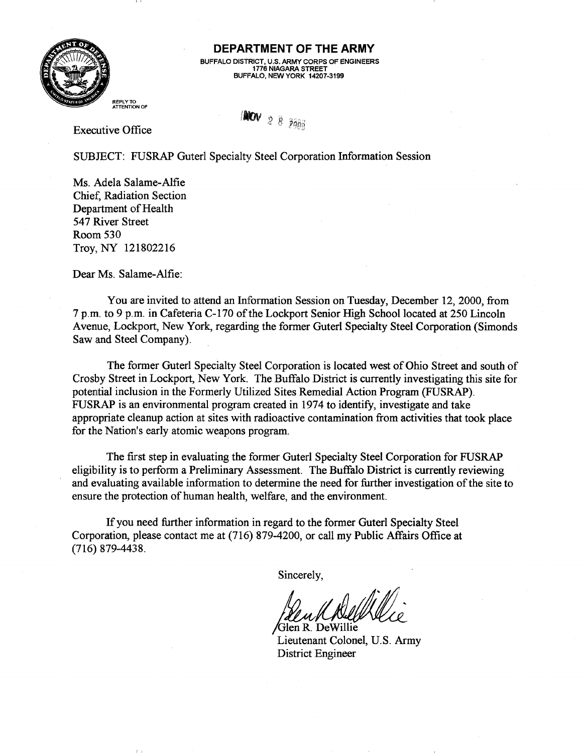# DEPARTMENT OF THE ARMY

BUFFALO DISTRICT, U.S. ARMY CORPS OF ENGINEERS
1776 NIAGARA STREET
BUFFALO, NEW YORK 14207-3199

REPLY TO
ATTENTION OF

NOV 28 2000

Executive Office

SUBJECT: FUSRAP Guterl Specialty Steel Corporation Information Session

Ms. Adela Salame-Alfie
Chief, Radiation Section
Department of Health
547 River Street
Room 530
Troy, NY 121802216

Dear Ms. Salame-Alfie:

You are invited to attend an Information Session on Tuesday, December 12, 2000, from 7 p.m. to 9 p.m. in Cafeteria C-170 of the Lockport Senior High School located at 250 Lincoln Avenue, Lockport, New York, regarding the former Guterl Specialty Steel Corporation (Simonds Saw and Steel Company).

The former Guterl Specialty Steel Corporation is located west of Ohio Street and south of Crosby Street in Lockport, New York. The Buffalo District is currently investigating this site for potential inclusion in the Formerly Utilized Sites Remedial Action Program (FUSRAP). FUSRAP is an environmental program created in 1974 to identify, investigate and take appropriate cleanup action at sites with radioactive contamination from activities that took place for the Nation's early atomic weapons program.

The first step in evaluating the former Guterl Specialty Steel Corporation for FUSRAP eligibility is to perform a Preliminary Assessment. The Buffalo District is currently reviewing and evaluating available information to determine the need for further investigation of the site to ensure the protection of human health, welfare, and the environment.

If you need further information in regard to the former Guterl Specialty Steel Corporation, please contact me at (716) 879-4200, or call my Public Affairs Office at (716) 879-4438.

Sincerely,

Glen R. DeWillie
Lieutenant Colonel, U.S. Army
District Engineer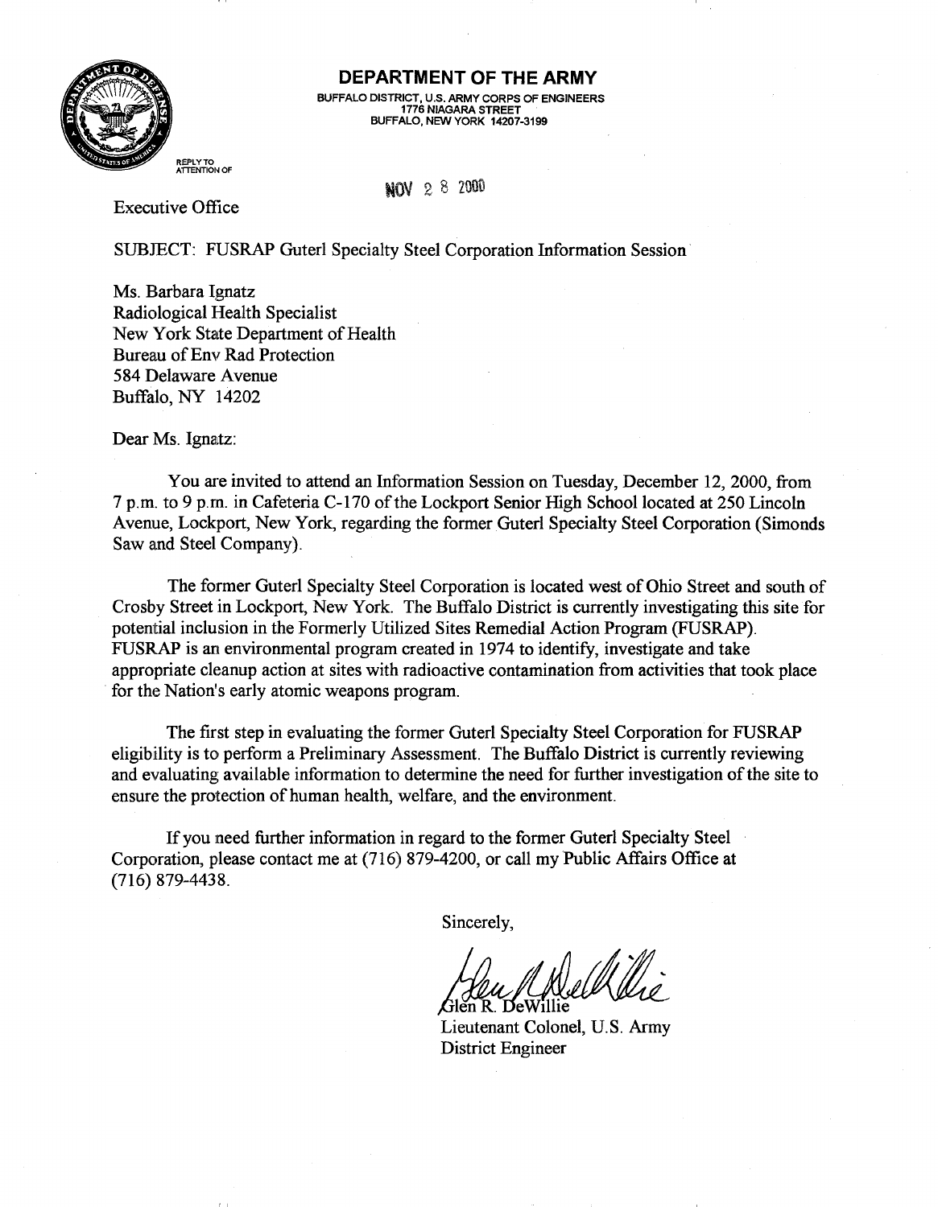# DEPARTMENT OF THE ARMY

BUFFALO DISTRICT, U.S. ARMY CORPS OF ENGINEERS
1776 NIAGARA STREET
BUFFALO, NEW YORK 14207-3199

REPLY TO
ATTENTION OF

NOV 28 2000

Executive Office

SUBJECT: FUSRAP Guterl Specialty Steel Corporation Information Session

Ms. Barbara Ignatz
Radiological Health Specialist
New York State Department of Health
Bureau of Env Rad Protection
584 Delaware Avenue
Buffalo, NY 14202

Dear Ms. Ignatz:

You are invited to attend an Information Session on Tuesday, December 12, 2000, from 7 p.m. to 9 p.m. in Cafeteria C-170 of the Lockport Senior High School located at 250 Lincoln Avenue, Lockport, New York, regarding the former Guterl Specialty Steel Corporation (Simonds Saw and Steel Company).

The former Guterl Specialty Steel Corporation is located west of Ohio Street and south of Crosby Street in Lockport, New York. The Buffalo District is currently investigating this site for potential inclusion in the Formerly Utilized Sites Remedial Action Program (FUSRAP). FUSRAP is an environmental program created in 1974 to identify, investigate and take appropriate cleanup action at sites with radioactive contamination from activities that took place for the Nation's early atomic weapons program.

The first step in evaluating the former Guterl Specialty Steel Corporation for FUSRAP eligibility is to perform a Preliminary Assessment. The Buffalo District is currently reviewing and evaluating available information to determine the need for further investigation of the site to ensure the protection of human health, welfare, and the environment.

If you need further information in regard to the former Guterl Specialty Steel Corporation, please contact me at (716) 879-4200, or call my Public Affairs Office at (716) 879-4438.

Sincerely,

Glen R. DeWillie
Lieutenant Colonel, U.S. Army
District Engineer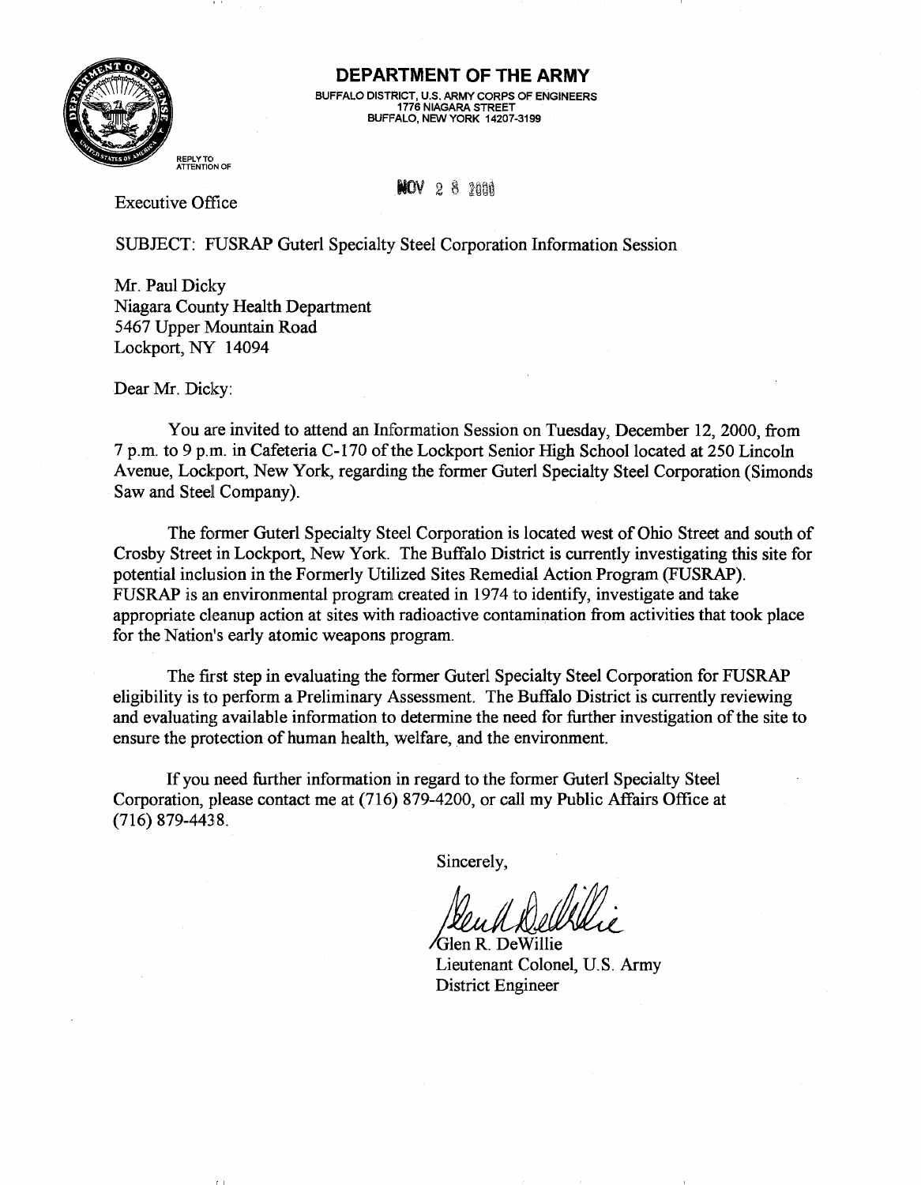# DEPARTMENT OF THE ARMY

BUFFALO DISTRICT, U.S. ARMY CORPS OF ENGINEERS
1776 NIAGARA STREET
BUFFALO, NEW YORK 14207-3199

REPLY TO
ATTENTION OF

Executive Office

NOV 2 8 2000

SUBJECT: FUSRAP Guterl Specialty Steel Corporation Information Session

Mr. Paul Dicky
Niagara County Health Department
5467 Upper Mountain Road
Lockport, NY 14094

Dear Mr. Dicky:

You are invited to attend an Information Session on Tuesday, December 12, 2000, from 7 p.m. to 9 p.m. in Cafeteria C-170 of the Lockport Senior High School located at 250 Lincoln Avenue, Lockport, New York, regarding the former Guterl Specialty Steel Corporation (Simonds Saw and Steel Company).

The former Guterl Specialty Steel Corporation is located west of Ohio Street and south of Crosby Street in Lockport, New York. The Buffalo District is currently investigating this site for potential inclusion in the Formerly Utilized Sites Remedial Action Program (FUSRAP). FUSRAP is an environmental program created in 1974 to identify, investigate and take appropriate cleanup action at sites with radioactive contamination from activities that took place for the Nation's early atomic weapons program.

The first step in evaluating the former Guterl Specialty Steel Corporation for FUSRAP eligibility is to perform a Preliminary Assessment. The Buffalo District is currently reviewing and evaluating available information to determine the need for further investigation of the site to ensure the protection of human health, welfare, and the environment.

If you need further information in regard to the former Guterl Specialty Steel Corporation, please contact me at (716) 879-4200, or call my Public Affairs Office at (716) 879-4438.

Sincerely,

Glen R. DeWillie
Lieutenant Colonel, U.S. Army
District Engineer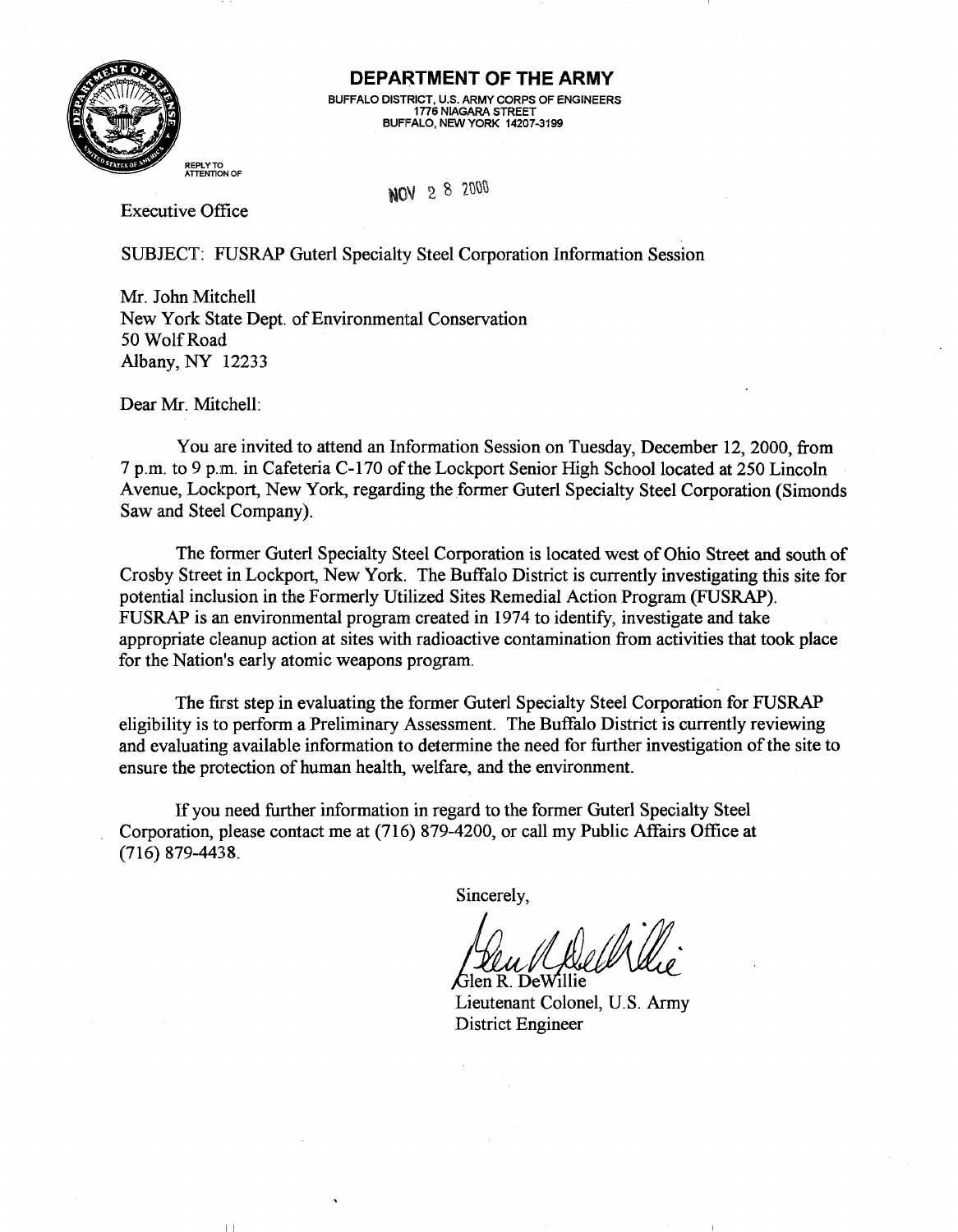# DEPARTMENT OF THE ARMY

BUFFALO DISTRICT, U.S. ARMY CORPS OF ENGINEERS
1776 NIAGARA STREET
BUFFALO, NEW YORK 14207-3199

REPLY TO
ATTENTION OF

Executive Office

NOV 28 2000

SUBJECT: FUSRAP Guterl Specialty Steel Corporation Information Session

Mr. John Mitchell
New York State Dept. of Environmental Conservation
50 Wolf Road
Albany, NY 12233

Dear Mr. Mitchell:

You are invited to attend an Information Session on Tuesday, December 12, 2000, from 7 p.m. to 9 p.m. in Cafeteria C-170 of the Lockport Senior High School located at 250 Lincoln Avenue, Lockport, New York, regarding the former Guterl Specialty Steel Corporation (Simonds Saw and Steel Company).

The former Guterl Specialty Steel Corporation is located west of Ohio Street and south of Crosby Street in Lockport, New York. The Buffalo District is currently investigating this site for potential inclusion in the Formerly Utilized Sites Remedial Action Program (FUSRAP). FUSRAP is an environmental program created in 1974 to identify, investigate and take appropriate cleanup action at sites with radioactive contamination from activities that took place for the Nation's early atomic weapons program.

The first step in evaluating the former Guterl Specialty Steel Corporation for FUSRAP eligibility is to perform a Preliminary Assessment. The Buffalo District is currently reviewing and evaluating available information to determine the need for further investigation of the site to ensure the protection of human health, welfare, and the environment.

If you need further information in regard to the former Guterl Specialty Steel Corporation, please contact me at (716) 879-4200, or call my Public Affairs Office at (716) 879-4438.

Sincerely,

Glen R. DeWillie
Lieutenant Colonel, U.S. Army
District Engineer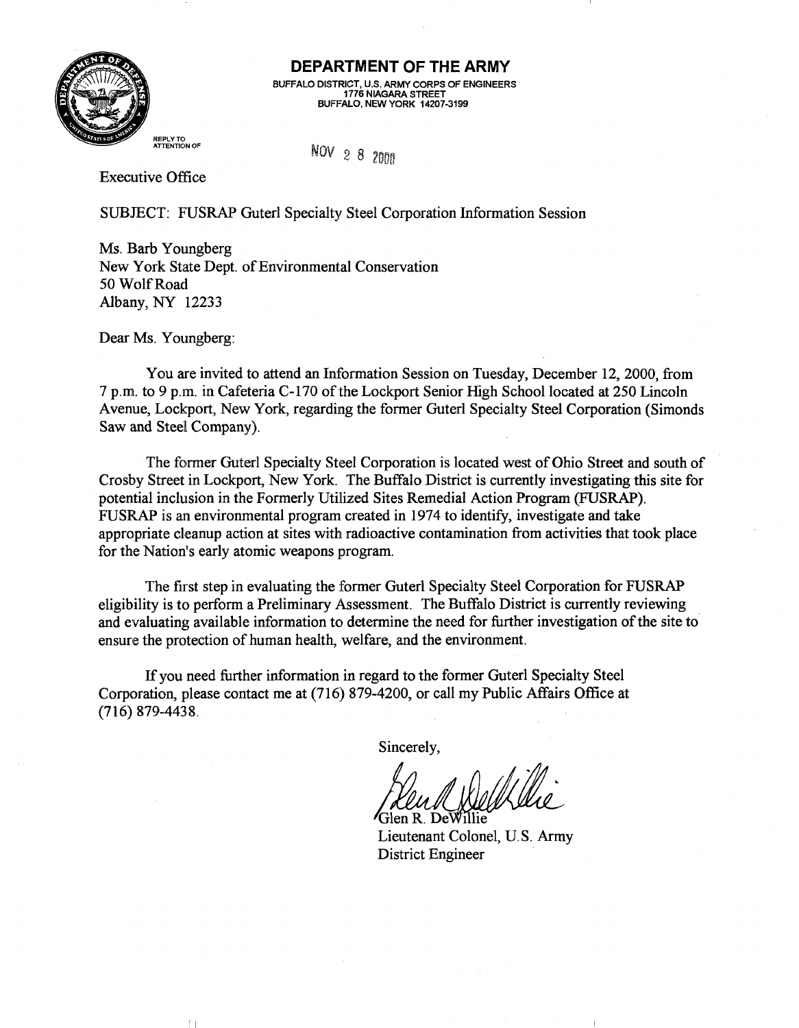# DEPARTMENT OF THE ARMY

BUFFALO DISTRICT, U.S. ARMY CORPS OF ENGINEERS
1776 NIAGARA STREET
BUFFALO, NEW YORK 14207-3199

REPLY TO
ATTENTION OF

NOV 2 8 2000

Executive Office

SUBJECT: FUSRAP Guterl Specialty Steel Corporation Information Session

Ms. Barb Youngberg
New York State Dept. of Environmental Conservation
50 Wolf Road
Albany, NY 12233

Dear Ms. Youngberg:

You are invited to attend an Information Session on Tuesday, December 12, 2000, from 7 p.m. to 9 p.m. in Cafeteria C-170 of the Lockport Senior High School located at 250 Lincoln Avenue, Lockport, New York, regarding the former Guterl Specialty Steel Corporation (Simonds Saw and Steel Company).

The former Guterl Specialty Steel Corporation is located west of Ohio Street and south of Crosby Street in Lockport, New York. The Buffalo District is currently investigating this site for potential inclusion in the Formerly Utilized Sites Remedial Action Program (FUSRAP). FUSRAP is an environmental program created in 1974 to identify, investigate and take appropriate cleanup action at sites with radioactive contamination from activities that took place for the Nation's early atomic weapons program.

The first step in evaluating the former Guterl Specialty Steel Corporation for FUSRAP eligibility is to perform a Preliminary Assessment. The Buffalo District is currently reviewing and evaluating available information to determine the need for further investigation of the site to ensure the protection of human health, welfare, and the environment.

If you need further information in regard to the former Guterl Specialty Steel Corporation, please contact me at (716) 879-4200, or call my Public Affairs Office at (716) 879-4438.

Sincerely,

Glen R. DeWillie
Lieutenant Colonel, U.S. Army
District Engineer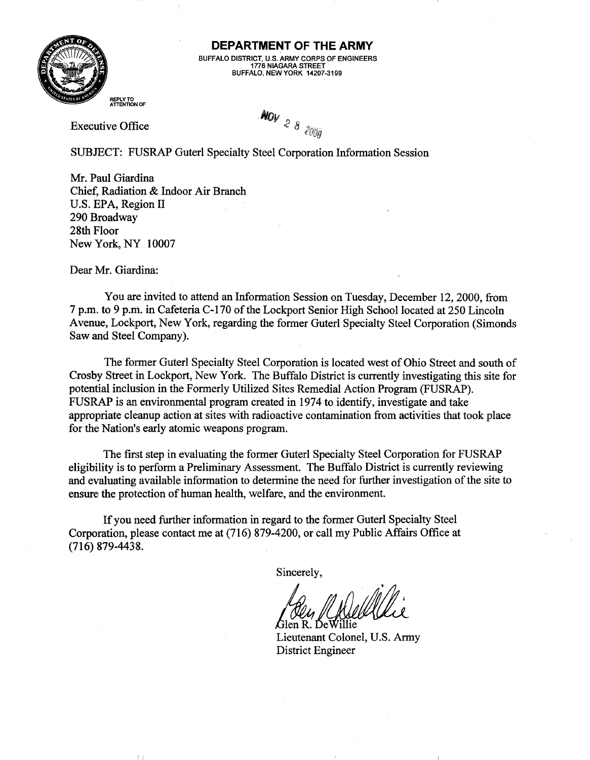# DEPARTMENT OF THE ARMY

BUFFALO DISTRICT, U.S. ARMY CORPS OF ENGINEERS
1776 NIAGARA STREET
BUFFALO, NEW YORK 14207-3199

REPLY TO
ATTENTION OF

Executive Office

NOV 2 8 2000

SUBJECT: FUSRAP Guterl Specialty Steel Corporation Information Session

Mr. Paul Giardina
Chief, Radiation & Indoor Air Branch
U.S. EPA, Region II
290 Broadway
28th Floor
New York, NY 10007

Dear Mr. Giardina:

You are invited to attend an Information Session on Tuesday, December 12, 2000, from 7 p.m. to 9 p.m. in Cafeteria C-170 of the Lockport Senior High School located at 250 Lincoln Avenue, Lockport, New York, regarding the former Guterl Specialty Steel Corporation (Simonds Saw and Steel Company).

The former Guterl Specialty Steel Corporation is located west of Ohio Street and south of Crosby Street in Lockport, New York. The Buffalo District is currently investigating this site for potential inclusion in the Formerly Utilized Sites Remedial Action Program (FUSRAP). FUSRAP is an environmental program created in 1974 to identify, investigate and take appropriate cleanup action at sites with radioactive contamination from activities that took place for the Nation's early atomic weapons program.

The first step in evaluating the former Guterl Specialty Steel Corporation for FUSRAP eligibility is to perform a Preliminary Assessment. The Buffalo District is currently reviewing and evaluating available information to determine the need for further investigation of the site to ensure the protection of human health, welfare, and the environment.

If you need further information in regard to the former Guterl Specialty Steel Corporation, please contact me at (716) 879-4200, or call my Public Affairs Office at (716) 879-4438.

Sincerely,

Glen R. DeWillie
Lieutenant Colonel, U.S. Army
District Engineer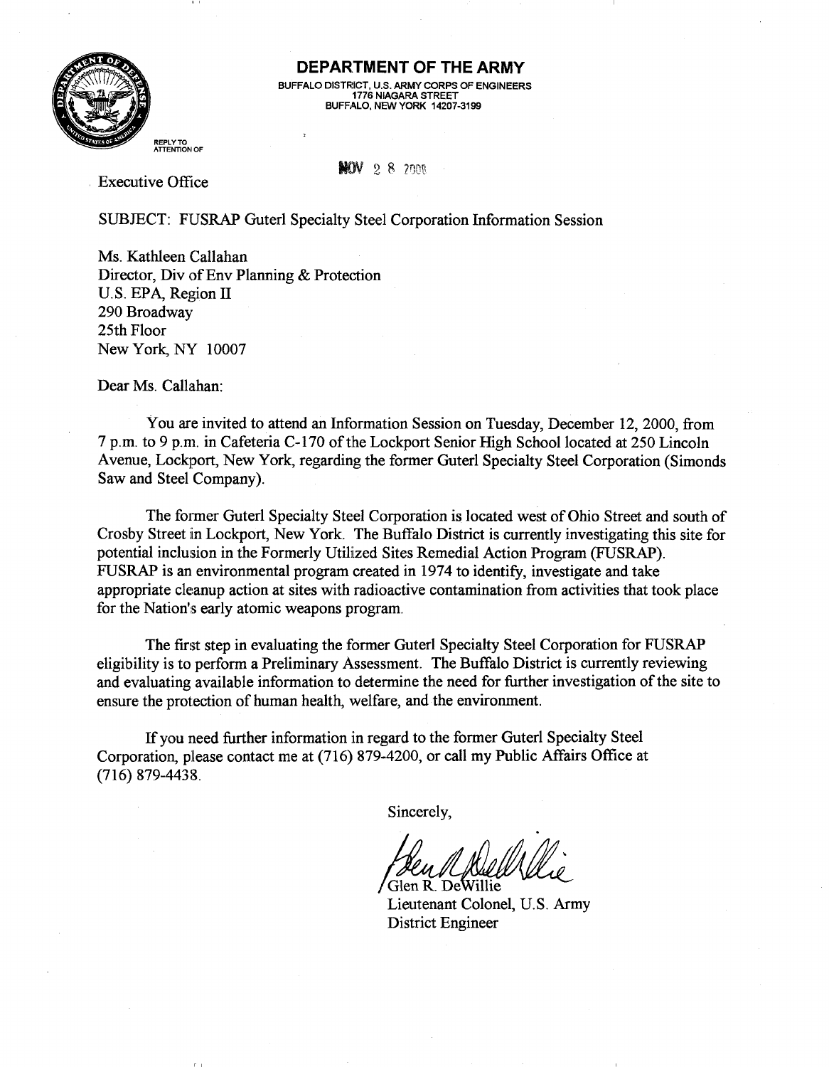**DEPARTMENT OF THE ARMY**

BUFFALO DISTRICT, U.S. ARMY CORPS OF ENGINEERS
1776 NIAGARA STREET
BUFFALO, NEW YORK 14207-3199

REPLY TO
ATTENTION OF

Executive Office

NOV 2 8 2000

SUBJECT: FUSRAP Guterl Specialty Steel Corporation Information Session

Ms. Kathleen Callahan
Director, Div of Env Planning & Protection
U.S. EPA, Region II
290 Broadway
25th Floor
New York, NY 10007

Dear Ms. Callahan:

You are invited to attend an Information Session on Tuesday, December 12, 2000, from 7 p.m. to 9 p.m. in Cafeteria C-170 of the Lockport Senior High School located at 250 Lincoln Avenue, Lockport, New York, regarding the former Guterl Specialty Steel Corporation (Simonds Saw and Steel Company).

The former Guterl Specialty Steel Corporation is located west of Ohio Street and south of Crosby Street in Lockport, New York. The Buffalo District is currently investigating this site for potential inclusion in the Formerly Utilized Sites Remedial Action Program (FUSRAP). FUSRAP is an environmental program created in 1974 to identify, investigate and take appropriate cleanup action at sites with radioactive contamination from activities that took place for the Nation's early atomic weapons program.

The first step in evaluating the former Guterl Specialty Steel Corporation for FUSRAP eligibility is to perform a Preliminary Assessment. The Buffalo District is currently reviewing and evaluating available information to determine the need for further investigation of the site to ensure the protection of human health, welfare, and the environment.

If you need further information in regard to the former Guterl Specialty Steel Corporation, please contact me at (716) 879-4200, or call my Public Affairs Office at (716) 879-4438.

Sincerely,

Glen R. DeWillie
Lieutenant Colonel, U.S. Army
District Engineer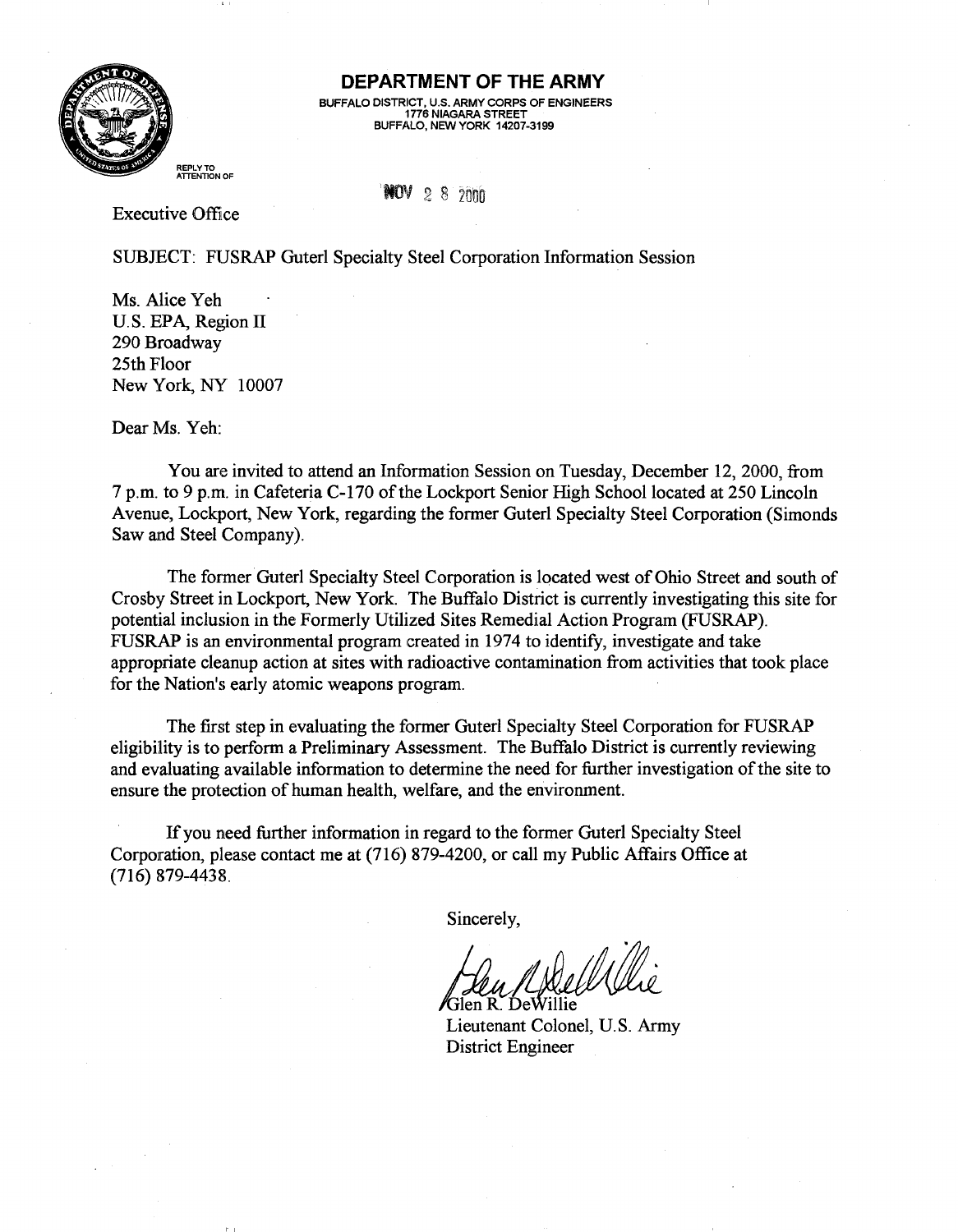# DEPARTMENT OF THE ARMY

BUFFALO DISTRICT, U.S. ARMY CORPS OF ENGINEERS
1776 NIAGARA STREET
BUFFALO, NEW YORK 14207-3199

REPLY TO
ATTENTION OF

NOV 28 2000

Executive Office

SUBJECT: FUSRAP Guterl Specialty Steel Corporation Information Session

Ms. Alice Yeh
U.S. EPA, Region II
290 Broadway
25th Floor
New York, NY 10007

Dear Ms. Yeh:

You are invited to attend an Information Session on Tuesday, December 12, 2000, from 7 p.m. to 9 p.m. in Cafeteria C-170 of the Lockport Senior High School located at 250 Lincoln Avenue, Lockport, New York, regarding the former Guterl Specialty Steel Corporation (Simonds Saw and Steel Company).

The former Guterl Specialty Steel Corporation is located west of Ohio Street and south of Crosby Street in Lockport, New York. The Buffalo District is currently investigating this site for potential inclusion in the Formerly Utilized Sites Remedial Action Program (FUSRAP). FUSRAP is an environmental program created in 1974 to identify, investigate and take appropriate cleanup action at sites with radioactive contamination from activities that took place for the Nation's early atomic weapons program.

The first step in evaluating the former Guterl Specialty Steel Corporation for FUSRAP eligibility is to perform a Preliminary Assessment. The Buffalo District is currently reviewing and evaluating available information to determine the need for further investigation of the site to ensure the protection of human health, welfare, and the environment.

If you need further information in regard to the former Guterl Specialty Steel Corporation, please contact me at (716) 879-4200, or call my Public Affairs Office at (716) 879-4438.

Sincerely,

Glen R. DeWillie
Lieutenant Colonel, U.S. Army
District Engineer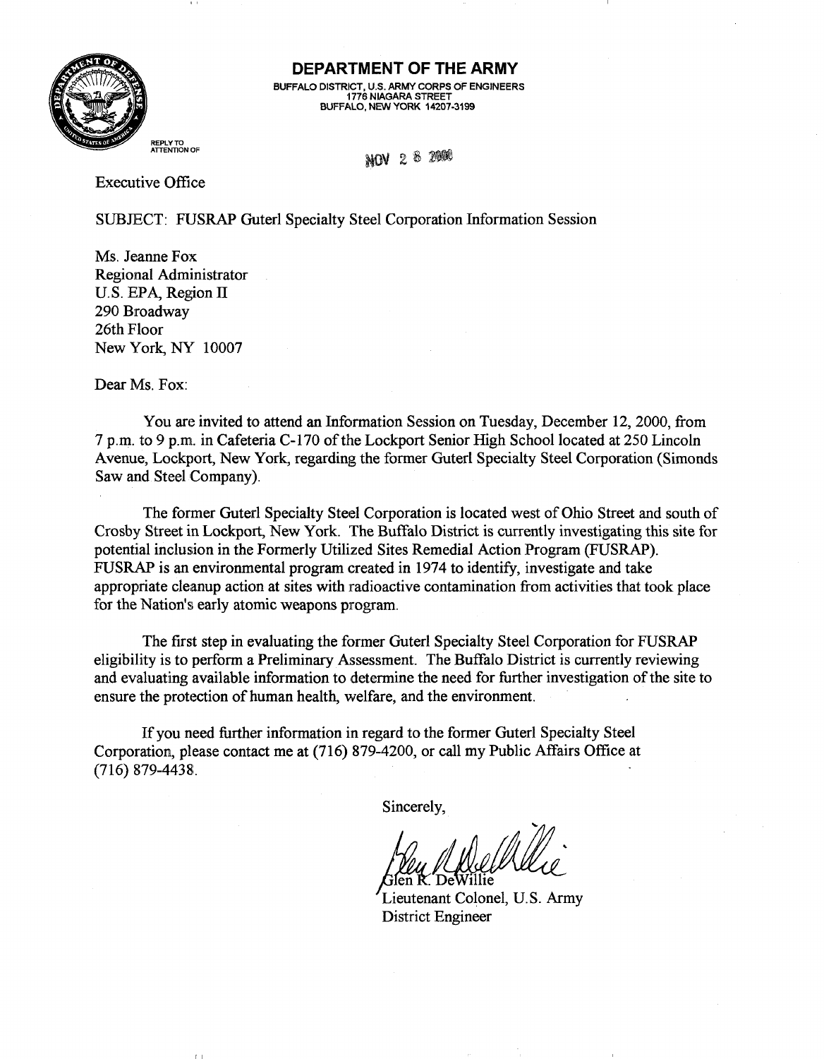# DEPARTMENT OF THE ARMY

BUFFALO DISTRICT, U.S. ARMY CORPS OF ENGINEERS
1776 NIAGARA STREET
BUFFALO, NEW YORK 14207-3199

REPLY TO
ATTENTION OF

NOV 28 2000

Executive Office

SUBJECT: FUSRAP Guterl Specialty Steel Corporation Information Session

Ms. Jeanne Fox
Regional Administrator
U.S. EPA, Region II
290 Broadway
26th Floor
New York, NY 10007

Dear Ms. Fox:

You are invited to attend an Information Session on Tuesday, December 12, 2000, from 7 p.m. to 9 p.m. in Cafeteria C-170 of the Lockport Senior High School located at 250 Lincoln Avenue, Lockport, New York, regarding the former Guterl Specialty Steel Corporation (Simonds Saw and Steel Company).

The former Guterl Specialty Steel Corporation is located west of Ohio Street and south of Crosby Street in Lockport, New York. The Buffalo District is currently investigating this site for potential inclusion in the Formerly Utilized Sites Remedial Action Program (FUSRAP). FUSRAP is an environmental program created in 1974 to identify, investigate and take appropriate cleanup action at sites with radioactive contamination from activities that took place for the Nation's early atomic weapons program.

The first step in evaluating the former Guterl Specialty Steel Corporation for FUSRAP eligibility is to perform a Preliminary Assessment. The Buffalo District is currently reviewing and evaluating available information to determine the need for further investigation of the site to ensure the protection of human health, welfare, and the environment.

If you need further information in regard to the former Guterl Specialty Steel Corporation, please contact me at (716) 879-4200, or call my Public Affairs Office at (716) 879-4438.

Sincerely,

Glen R. DeWillie
Lieutenant Colonel, U.S. Army
District Engineer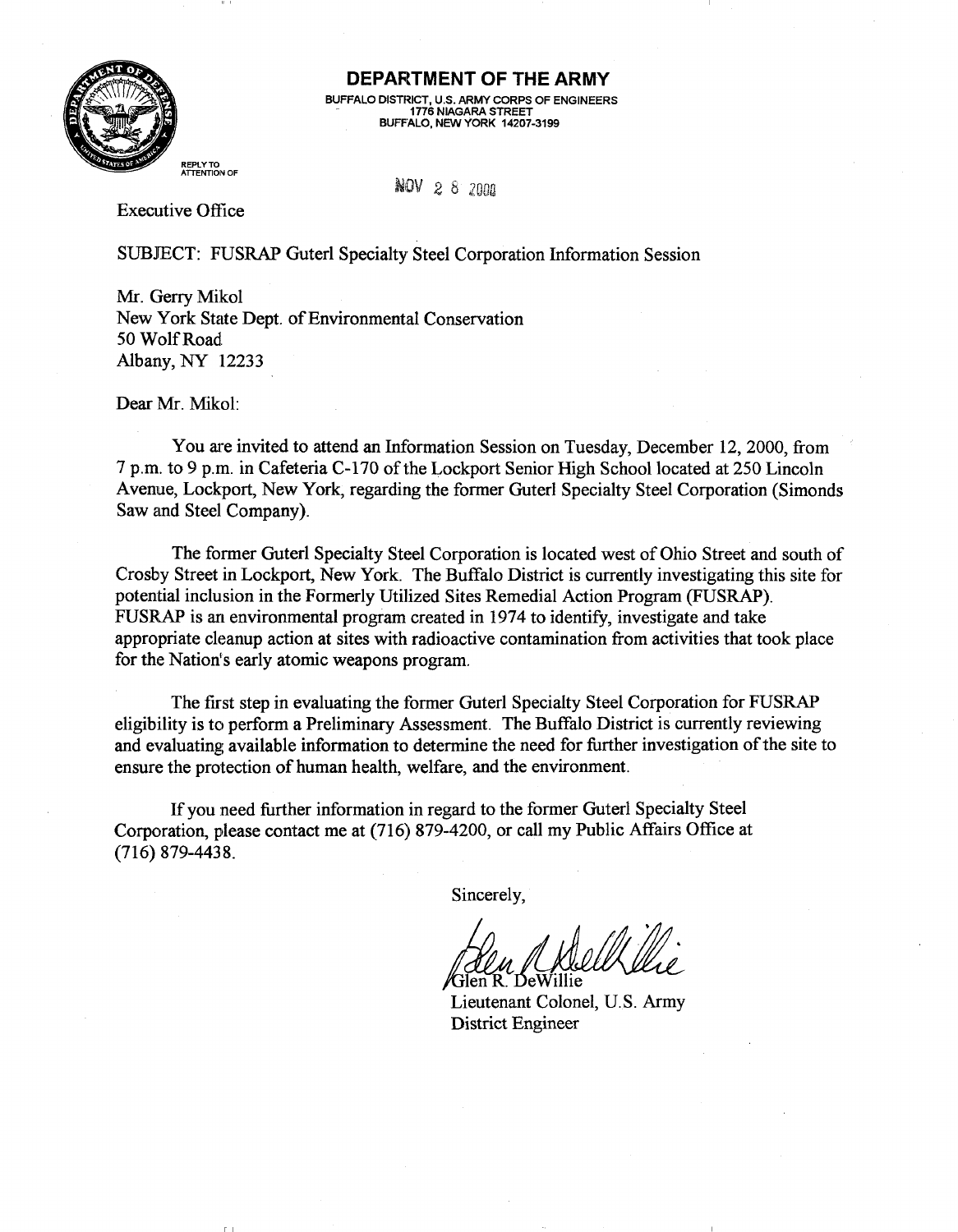**DEPARTMENT OF THE ARMY**

BUFFALO DISTRICT, U.S. ARMY CORPS OF ENGINEERS
1776 NIAGARA STREET
BUFFALO, NEW YORK 14207-3199

REPLY TO
ATTENTION OF

NOV 28 2000

Executive Office

SUBJECT: FUSRAP Guterl Specialty Steel Corporation Information Session

Mr. Gerry Mikol
New York State Dept. of Environmental Conservation
50 Wolf Road
Albany, NY 12233

Dear Mr. Mikol:

You are invited to attend an Information Session on Tuesday, December 12, 2000, from 7 p.m. to 9 p.m. in Cafeteria C-170 of the Lockport Senior High School located at 250 Lincoln Avenue, Lockport, New York, regarding the former Guterl Specialty Steel Corporation (Simonds Saw and Steel Company).

The former Guterl Specialty Steel Corporation is located west of Ohio Street and south of Crosby Street in Lockport, New York. The Buffalo District is currently investigating this site for potential inclusion in the Formerly Utilized Sites Remedial Action Program (FUSRAP). FUSRAP is an environmental program created in 1974 to identify, investigate and take appropriate cleanup action at sites with radioactive contamination from activities that took place for the Nation's early atomic weapons program.

The first step in evaluating the former Guterl Specialty Steel Corporation for FUSRAP eligibility is to perform a Preliminary Assessment. The Buffalo District is currently reviewing and evaluating available information to determine the need for further investigation of the site to ensure the protection of human health, welfare, and the environment.

If you need further information in regard to the former Guterl Specialty Steel Corporation, please contact me at (716) 879-4200, or call my Public Affairs Office at (716) 879-4438.

Sincerely,

Glen R. DeWillie
Lieutenant Colonel, U.S. Army
District Engineer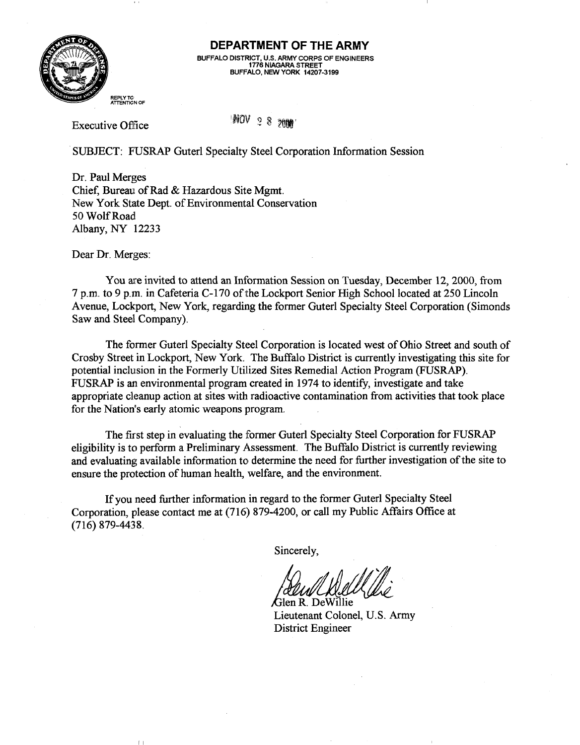# DEPARTMENT OF THE ARMY

BUFFALO DISTRICT, U.S. ARMY CORPS OF ENGINEERS
1776 NIAGARA STREET
BUFFALO, NEW YORK 14207-3199

REPLY TO ATTENTION OF

Executive Office

NOV 28 2000

SUBJECT: FUSRAP Guterl Specialty Steel Corporation Information Session

Dr. Paul Merges
Chief, Bureau of Rad & Hazardous Site Mgmt.
New York State Dept. of Environmental Conservation
50 Wolf Road
Albany, NY 12233

Dear Dr. Merges:

You are invited to attend an Information Session on Tuesday, December 12, 2000, from 7 p.m. to 9 p.m. in Cafeteria C-170 of the Lockport Senior High School located at 250 Lincoln Avenue, Lockport, New York, regarding the former Guterl Specialty Steel Corporation (Simonds Saw and Steel Company).

The former Guterl Specialty Steel Corporation is located west of Ohio Street and south of Crosby Street in Lockport, New York. The Buffalo District is currently investigating this site for potential inclusion in the Formerly Utilized Sites Remedial Action Program (FUSRAP). FUSRAP is an environmental program created in 1974 to identify, investigate and take appropriate cleanup action at sites with radioactive contamination from activities that took place for the Nation's early atomic weapons program.

The first step in evaluating the former Guterl Specialty Steel Corporation for FUSRAP eligibility is to perform a Preliminary Assessment. The Buffalo District is currently reviewing and evaluating available information to determine the need for further investigation of the site to ensure the protection of human health, welfare, and the environment.

If you need further information in regard to the former Guterl Specialty Steel Corporation, please contact me at (716) 879-4200, or call my Public Affairs Office at (716) 879-4438.

Sincerely,

Glen R. DeWillie
Lieutenant Colonel, U.S. Army
District Engineer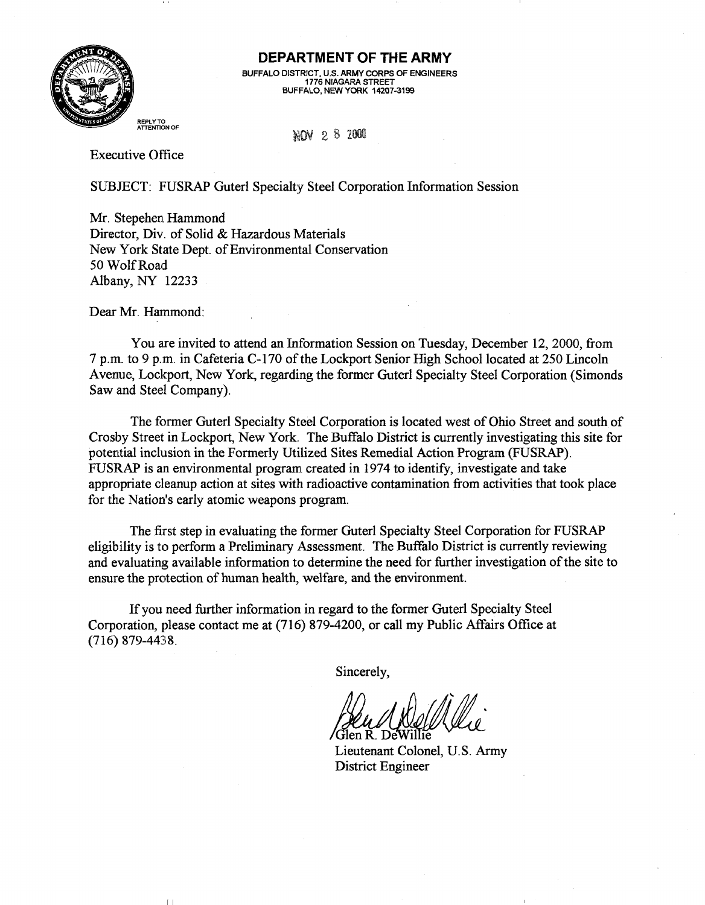**DEPARTMENT OF THE ARMY**

BUFFALO DISTRICT, U.S. ARMY CORPS OF ENGINEERS
1776 NIAGARA STREET
BUFFALO, NEW YORK 14207-3199

REPLY TO
ATTENTION OF

NOV 2 8 2000

Executive Office

SUBJECT: FUSRAP Guterl Specialty Steel Corporation Information Session

Mr. Stepehen Hammond
Director, Div. of Solid & Hazardous Materials
New York State Dept. of Environmental Conservation
50 Wolf Road
Albany, NY 12233

Dear Mr. Hammond:

You are invited to attend an Information Session on Tuesday, December 12, 2000, from 7 p.m. to 9 p.m. in Cafeteria C-170 of the Lockport Senior High School located at 250 Lincoln Avenue, Lockport, New York, regarding the former Guterl Specialty Steel Corporation (Simonds Saw and Steel Company).

The former Guterl Specialty Steel Corporation is located west of Ohio Street and south of Crosby Street in Lockport, New York. The Buffalo District is currently investigating this site for potential inclusion in the Formerly Utilized Sites Remedial Action Program (FUSRAP). FUSRAP is an environmental program created in 1974 to identify, investigate and take appropriate cleanup action at sites with radioactive contamination from activities that took place for the Nation's early atomic weapons program.

The first step in evaluating the former Guterl Specialty Steel Corporation for FUSRAP eligibility is to perform a Preliminary Assessment. The Buffalo District is currently reviewing and evaluating available information to determine the need for further investigation of the site to ensure the protection of human health, welfare, and the environment.

If you need further information in regard to the former Guterl Specialty Steel Corporation, please contact me at (716) 879-4200, or call my Public Affairs Office at (716) 879-4438.

Sincerely,

Glen R. DeWillie
Lieutenant Colonel, U.S. Army
District Engineer